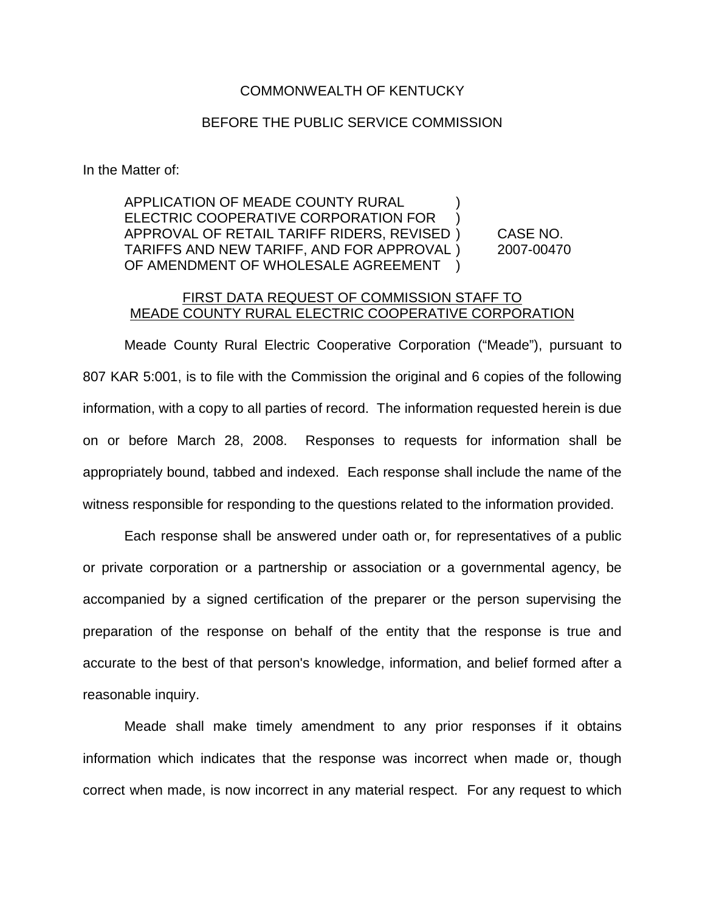COMMONWEALTH OF KENTUCKY

BEFORE THE PUBLIC SERVICE COMMISSION

In the Matter of:

| | | |
|---|---|---|
| APPLICATION OF MEADE COUNTY RURAL ELECTRIC COOPERATIVE CORPORATION FOR APPROVAL OF RETAIL TARIFF RIDERS, REVISED TARIFFS AND NEW TARIFF, AND FOR APPROVAL OF AMENDMENT OF WHOLESALE AGREEMENT | ) ) ) ) ) | CASE NO. 2007-00470 |

<u>FIRST DATA REQUEST OF COMMISSION STAFF TO MEADE COUNTY RURAL ELECTRIC COOPERATIVE CORPORATION</u>

Meade County Rural Electric Cooperative Corporation ("Meade"), pursuant to 807 KAR 5:001, is to file with the Commission the original and 6 copies of the following information, with a copy to all parties of record. The information requested herein is due on or before March 28, 2008. Responses to requests for information shall be appropriately bound, tabbed and indexed. Each response shall include the name of the witness responsible for responding to the questions related to the information provided.

Each response shall be answered under oath or, for representatives of a public or private corporation or a partnership or association or a governmental agency, be accompanied by a signed certification of the preparer or the person supervising the preparation of the response on behalf of the entity that the response is true and accurate to the best of that person's knowledge, information, and belief formed after a reasonable inquiry.

Meade shall make timely amendment to any prior responses if it obtains information which indicates that the response was incorrect when made or, though correct when made, is now incorrect in any material respect. For any request to which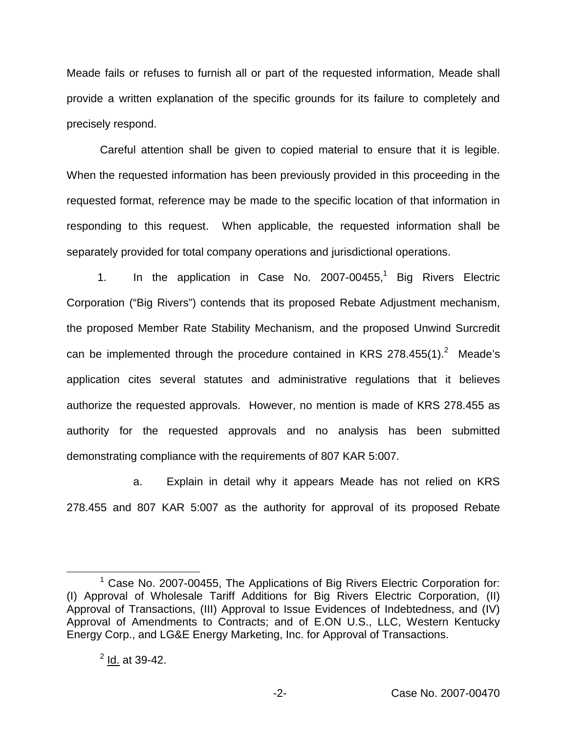Meade fails or refuses to furnish all or part of the requested information, Meade shall provide a written explanation of the specific grounds for its failure to completely and precisely respond.

Careful attention shall be given to copied material to ensure that it is legible. When the requested information has been previously provided in this proceeding in the requested format, reference may be made to the specific location of that information in responding to this request. When applicable, the requested information shall be separately provided for total company operations and jurisdictional operations.

1. In the application in Case No. 2007-00455,[1] Big Rivers Electric Corporation ("Big Rivers") contends that its proposed Rebate Adjustment mechanism, the proposed Member Rate Stability Mechanism, and the proposed Unwind Surcredit can be implemented through the procedure contained in KRS 278.455(1).[2] Meade's application cites several statutes and administrative regulations that it believes authorize the requested approvals. However, no mention is made of KRS 278.455 as authority for the requested approvals and no analysis has been submitted demonstrating compliance with the requirements of 807 KAR 5:007.

a. Explain in detail why it appears Meade has not relied on KRS 278.455 and 807 KAR 5:007 as the authority for approval of its proposed Rebate

[1] Case No. 2007-00455, The Applications of Big Rivers Electric Corporation for: (I) Approval of Wholesale Tariff Additions for Big Rivers Electric Corporation, (II) Approval of Transactions, (III) Approval to Issue Evidences of Indebtedness, and (IV) Approval of Amendments to Contracts; and of E.ON U.S., LLC, Western Kentucky Energy Corp., and LG&E Energy Marketing, Inc. for Approval of Transactions.

[2] Id. at 39-42.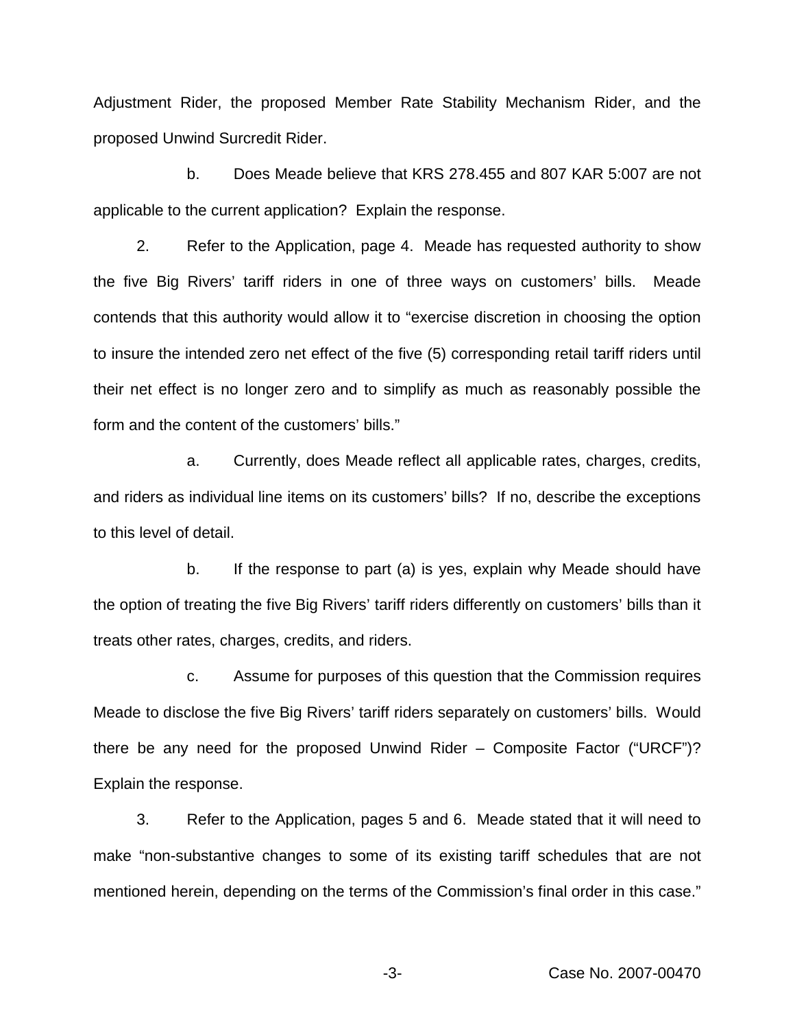Adjustment Rider, the proposed Member Rate Stability Mechanism Rider, and the proposed Unwind Surcredit Rider.

b. Does Meade believe that KRS 278.455 and 807 KAR 5:007 are not applicable to the current application? Explain the response.

2. Refer to the Application, page 4. Meade has requested authority to show the five Big Rivers' tariff riders in one of three ways on customers' bills. Meade contends that this authority would allow it to "exercise discretion in choosing the option to insure the intended zero net effect of the five (5) corresponding retail tariff riders until their net effect is no longer zero and to simplify as much as reasonably possible the form and the content of the customers' bills."

a. Currently, does Meade reflect all applicable rates, charges, credits, and riders as individual line items on its customers' bills? If no, describe the exceptions to this level of detail.

b. If the response to part (a) is yes, explain why Meade should have the option of treating the five Big Rivers' tariff riders differently on customers' bills than it treats other rates, charges, credits, and riders.

c. Assume for purposes of this question that the Commission requires Meade to disclose the five Big Rivers' tariff riders separately on customers' bills. Would there be any need for the proposed Unwind Rider – Composite Factor ("URCF")? Explain the response.

3. Refer to the Application, pages 5 and 6. Meade stated that it will need to make "non-substantive changes to some of its existing tariff schedules that are not mentioned herein, depending on the terms of the Commission's final order in this case."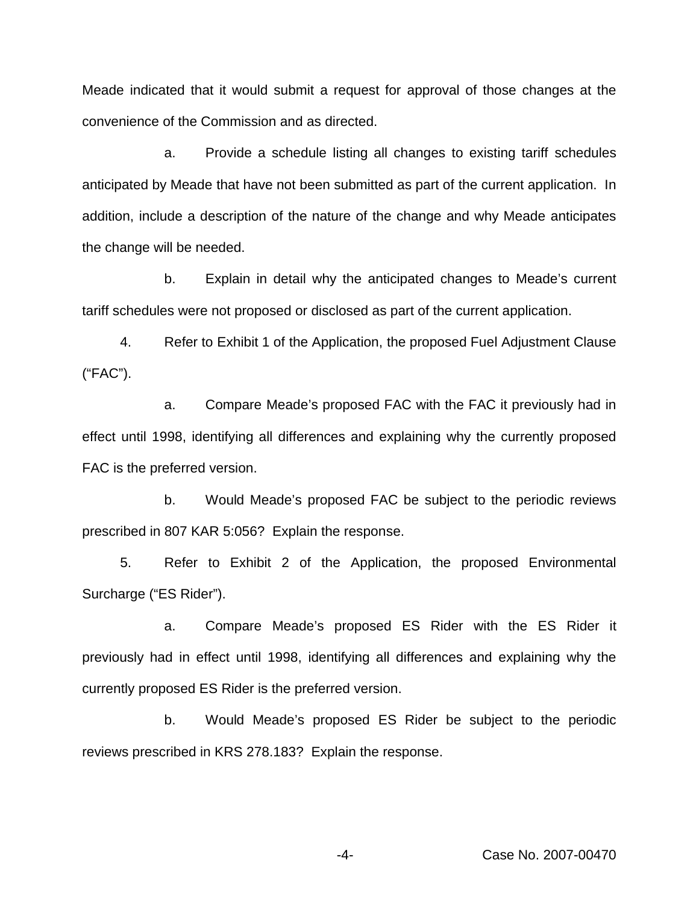Meade indicated that it would submit a request for approval of those changes at the convenience of the Commission and as directed.

a. Provide a schedule listing all changes to existing tariff schedules anticipated by Meade that have not been submitted as part of the current application. In addition, include a description of the nature of the change and why Meade anticipates the change will be needed.

b. Explain in detail why the anticipated changes to Meade's current tariff schedules were not proposed or disclosed as part of the current application.

4. Refer to Exhibit 1 of the Application, the proposed Fuel Adjustment Clause ("FAC").

a. Compare Meade's proposed FAC with the FAC it previously had in effect until 1998, identifying all differences and explaining why the currently proposed FAC is the preferred version.

b. Would Meade's proposed FAC be subject to the periodic reviews prescribed in 807 KAR 5:056? Explain the response.

5. Refer to Exhibit 2 of the Application, the proposed Environmental Surcharge ("ES Rider").

a. Compare Meade's proposed ES Rider with the ES Rider it previously had in effect until 1998, identifying all differences and explaining why the currently proposed ES Rider is the preferred version.

b. Would Meade's proposed ES Rider be subject to the periodic reviews prescribed in KRS 278.183? Explain the response.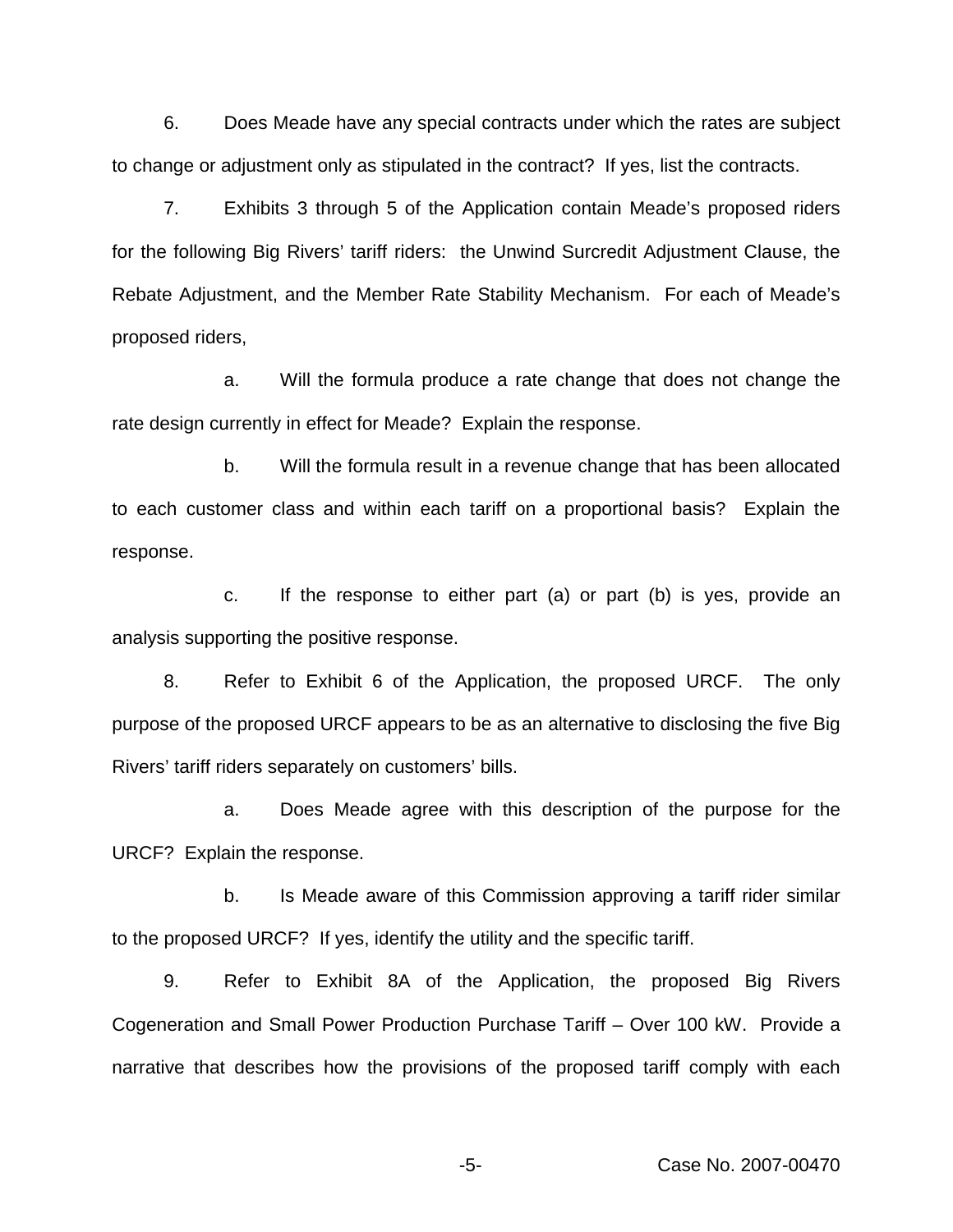6. Does Meade have any special contracts under which the rates are subject to change or adjustment only as stipulated in the contract? If yes, list the contracts.

7. Exhibits 3 through 5 of the Application contain Meade's proposed riders for the following Big Rivers' tariff riders: the Unwind Surcredit Adjustment Clause, the Rebate Adjustment, and the Member Rate Stability Mechanism. For each of Meade's proposed riders,

a. Will the formula produce a rate change that does not change the rate design currently in effect for Meade? Explain the response.

b. Will the formula result in a revenue change that has been allocated to each customer class and within each tariff on a proportional basis? Explain the response.

c. If the response to either part (a) or part (b) is yes, provide an analysis supporting the positive response.

8. Refer to Exhibit 6 of the Application, the proposed URCF. The only purpose of the proposed URCF appears to be as an alternative to disclosing the five Big Rivers' tariff riders separately on customers' bills.

a. Does Meade agree with this description of the purpose for the URCF? Explain the response.

b. Is Meade aware of this Commission approving a tariff rider similar to the proposed URCF? If yes, identify the utility and the specific tariff.

9. Refer to Exhibit 8A of the Application, the proposed Big Rivers Cogeneration and Small Power Production Purchase Tariff – Over 100 kW. Provide a narrative that describes how the provisions of the proposed tariff comply with each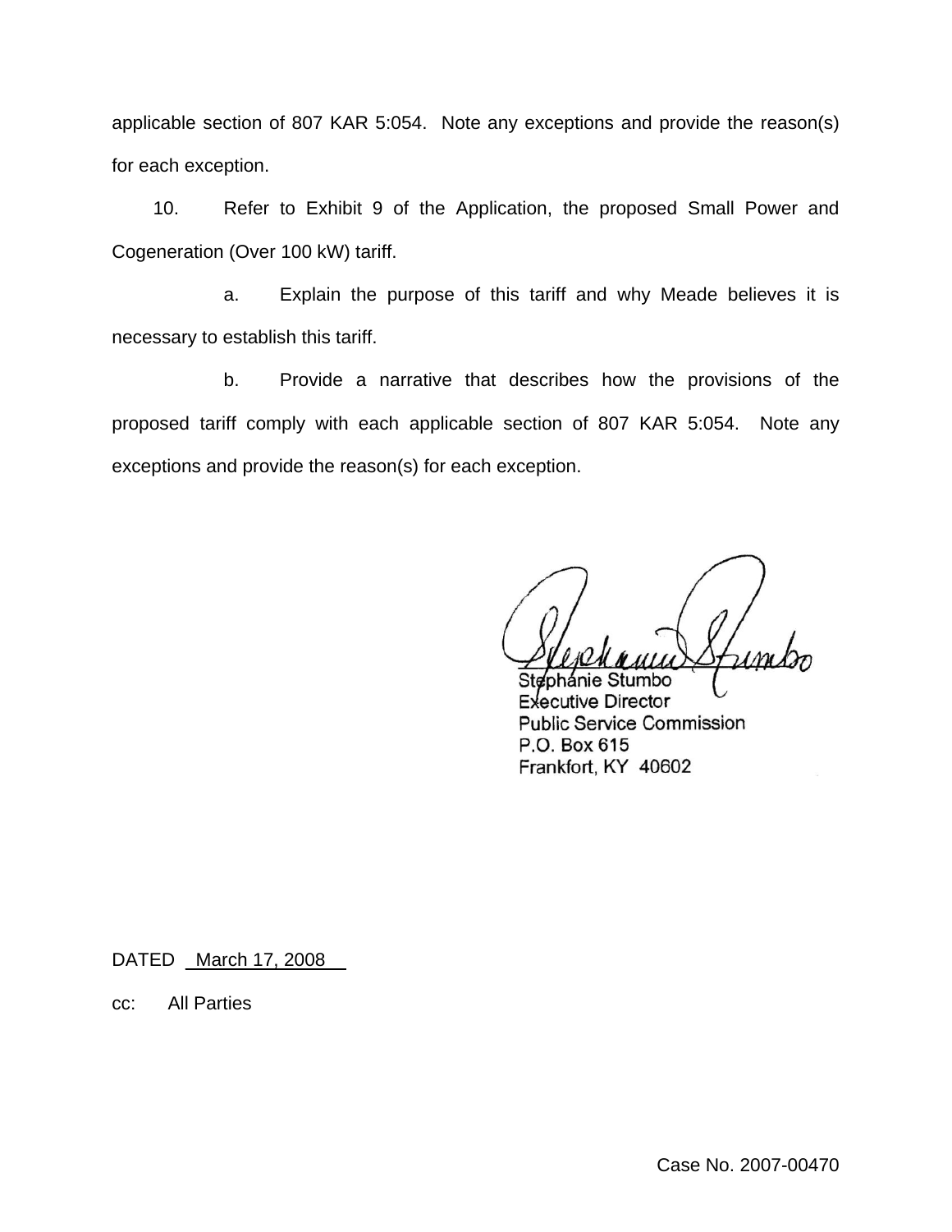applicable section of 807 KAR 5:054. Note any exceptions and provide the reason(s) for each exception.

10. Refer to Exhibit 9 of the Application, the proposed Small Power and Cogeneration (Over 100 kW) tariff.

a. Explain the purpose of this tariff and why Meade believes it is necessary to establish this tariff.

b. Provide a narrative that describes how the provisions of the proposed tariff comply with each applicable section of 807 KAR 5:054. Note any exceptions and provide the reason(s) for each exception.

Stephanie Stumbo
Executive Director
Public Service Commission
P.O. Box 615
Frankfort, KY 40602

DATED March 17, 2008

cc: All Parties

Case No. 2007-00470